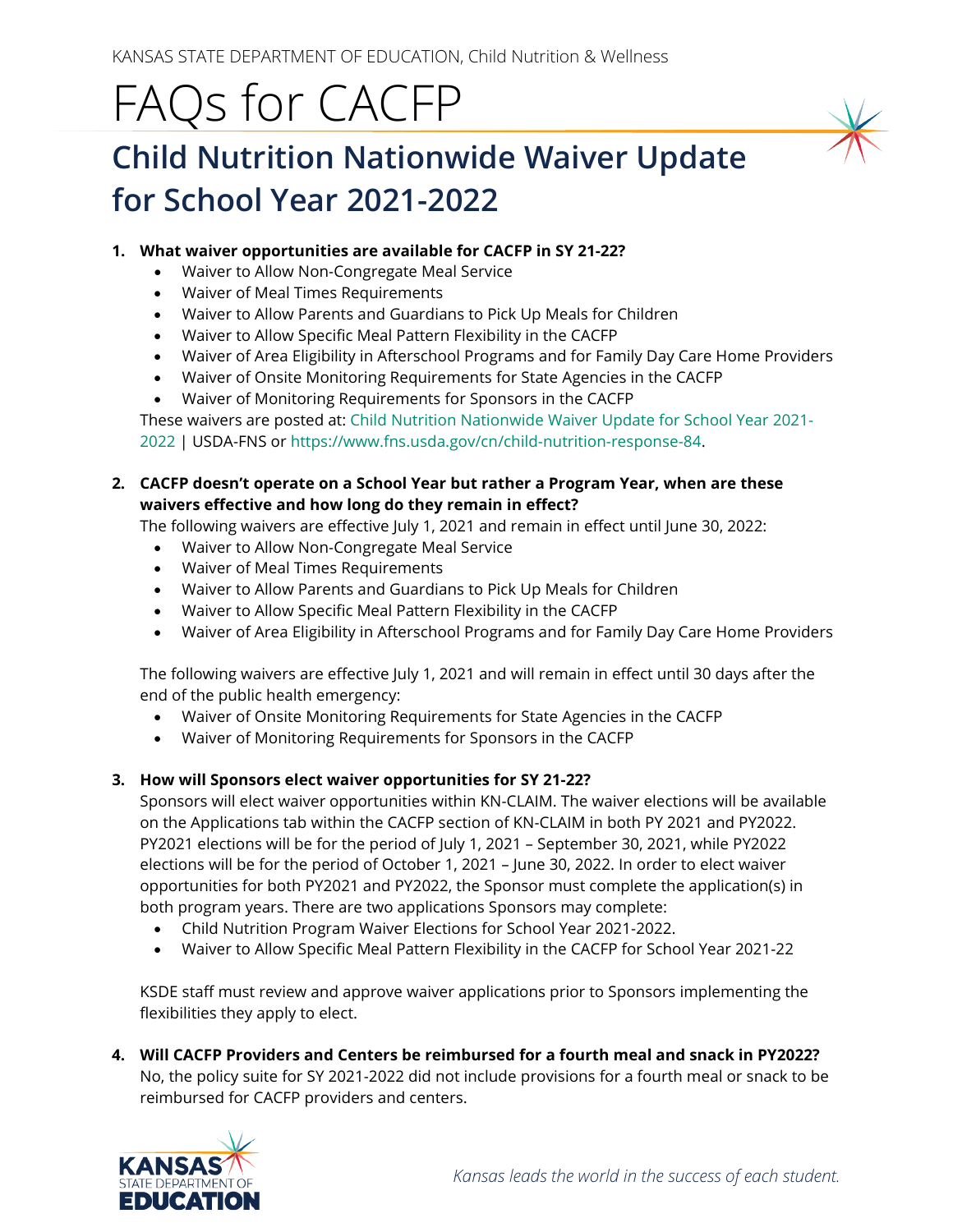KANSAS STATE DEPARTMENT OF EDUCATION, Child Nutrition & Wellness

# FAQs for CACFP

## Child Nutrition Nationwide Waiver Update for School Year 2021-2022

1. **What waiver opportunities are available for CACFP in SY 21-22?**
   - Waiver to Allow Non-Congregate Meal Service
   - Waiver of Meal Times Requirements
   - Waiver to Allow Parents and Guardians to Pick Up Meals for Children
   - Waiver to Allow Specific Meal Pattern Flexibility in the CACFP
   - Waiver of Area Eligibility in Afterschool Programs and for Family Day Care Home Providers
   - Waiver of Onsite Monitoring Requirements for State Agencies in the CACFP
   - Waiver of Monitoring Requirements for Sponsors in the CACFP

   These waivers are posted at: Child Nutrition Nationwide Waiver Update for School Year 2021-2022 | USDA-FNS or https://www.fns.usda.gov/cn/child-nutrition-response-84.

2. **CACFP doesn't operate on a School Year but rather a Program Year, when are these waivers effective and how long do they remain in effect?**
   The following waivers are effective July 1, 2021 and remain in effect until June 30, 2022:
   - Waiver to Allow Non-Congregate Meal Service
   - Waiver of Meal Times Requirements
   - Waiver to Allow Parents and Guardians to Pick Up Meals for Children
   - Waiver to Allow Specific Meal Pattern Flexibility in the CACFP
   - Waiver of Area Eligibility in Afterschool Programs and for Family Day Care Home Providers

   The following waivers are effective July 1, 2021 and will remain in effect until 30 days after the end of the public health emergency:
   - Waiver of Onsite Monitoring Requirements for State Agencies in the CACFP
   - Waiver of Monitoring Requirements for Sponsors in the CACFP

3. **How will Sponsors elect waiver opportunities for SY 21-22?**
   Sponsors will elect waiver opportunities within KN-CLAIM. The waiver elections will be available on the Applications tab within the CACFP section of KN-CLAIM in both PY 2021 and PY2022. PY2021 elections will be for the period of July 1, 2021 – September 30, 2021, while PY2022 elections will be for the period of October 1, 2021 – June 30, 2022. In order to elect waiver opportunities for both PY2021 and PY2022, the Sponsor must complete the application(s) in both program years. There are two applications Sponsors may complete:
   - Child Nutrition Program Waiver Elections for School Year 2021-2022.
   - Waiver to Allow Specific Meal Pattern Flexibility in the CACFP for School Year 2021-22

   KSDE staff must review and approve waiver applications prior to Sponsors implementing the flexibilities they apply to elect.

4. **Will CACFP Providers and Centers be reimbursed for a fourth meal and snack in PY2022?**
   No, the policy suite for SY 2021-2022 did not include provisions for a fourth meal or snack to be reimbursed for CACFP providers and centers.

KANSAS STATE DEPARTMENT OF EDUCATION

*Kansas leads the world in the success of each student.*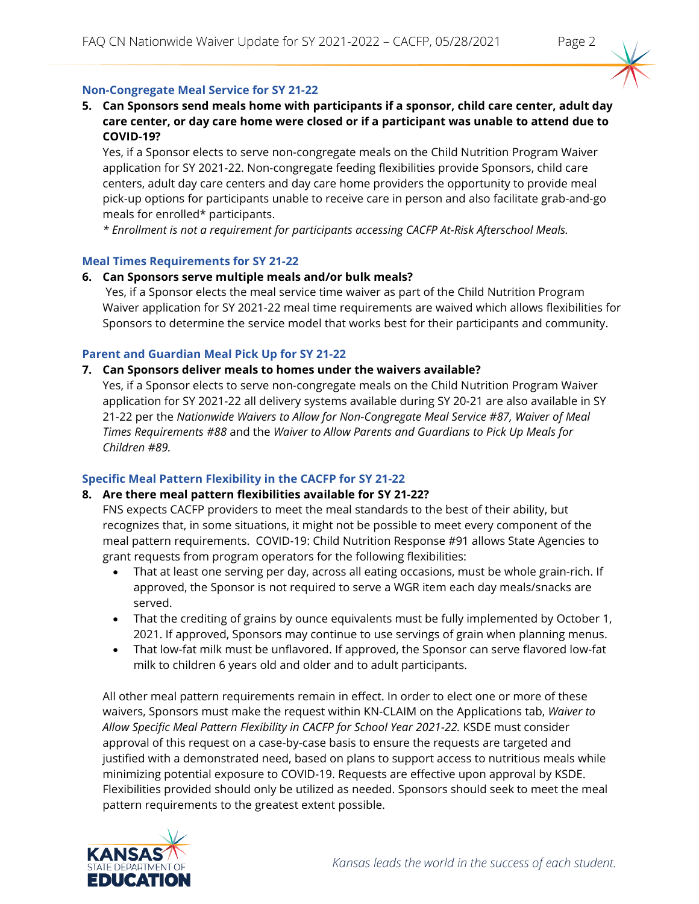### Non-Congregate Meal Service for SY 21-22

5. **Can Sponsors send meals home with participants if a sponsor, child care center, adult day care center, or day care home were closed or if a participant was unable to attend due to COVID-19?**

   Yes, if a Sponsor elects to serve non-congregate meals on the Child Nutrition Program Waiver application for SY 2021-22. Non-congregate feeding flexibilities provide Sponsors, child care centers, adult day care centers and day care home providers the opportunity to provide meal pick-up options for participants unable to receive care in person and also facilitate grab-and-go meals for enrolled* participants.

   *\* Enrollment is not a requirement for participants accessing CACFP At-Risk Afterschool Meals.*

### Meal Times Requirements for SY 21-22

6. **Can Sponsors serve multiple meals and/or bulk meals?**

   Yes, if a Sponsor elects the meal service time waiver as part of the Child Nutrition Program Waiver application for SY 2021-22 meal time requirements are waived which allows flexibilities for Sponsors to determine the service model that works best for their participants and community.

### Parent and Guardian Meal Pick Up for SY 21-22

7. **Can Sponsors deliver meals to homes under the waivers available?**

   Yes, if a Sponsor elects to serve non-congregate meals on the Child Nutrition Program Waiver application for SY 2021-22 all delivery systems available during SY 20-21 are also available in SY 21-22 per the *Nationwide Waivers to Allow for Non-Congregate Meal Service #87, Waiver of Meal Times Requirements #88* and the *Waiver to Allow Parents and Guardians to Pick Up Meals for Children #89.*

### Specific Meal Pattern Flexibility in the CACFP for SY 21-22

8. **Are there meal pattern flexibilities available for SY 21-22?**

   FNS expects CACFP providers to meet the meal standards to the best of their ability, but recognizes that, in some situations, it might not be possible to meet every component of the meal pattern requirements. COVID-19: Child Nutrition Response #91 allows State Agencies to grant requests from program operators for the following flexibilities:

   - That at least one serving per day, across all eating occasions, must be whole grain-rich. If approved, the Sponsor is not required to serve a WGR item each day meals/snacks are served.
   - That the crediting of grains by ounce equivalents must be fully implemented by October 1, 2021. If approved, Sponsors may continue to use servings of grain when planning menus.
   - That low-fat milk must be unflavored. If approved, the Sponsor can serve flavored low-fat milk to children 6 years old and older and to adult participants.

   All other meal pattern requirements remain in effect. In order to elect one or more of these waivers, Sponsors must make the request within KN-CLAIM on the Applications tab, *Waiver to Allow Specific Meal Pattern Flexibility in CACFP for School Year 2021-22.* KSDE must consider approval of this request on a case-by-case basis to ensure the requests are targeted and justified with a demonstrated need, based on plans to support access to nutritious meals while minimizing potential exposure to COVID-19. Requests are effective upon approval by KSDE. Flexibilities provided should only be utilized as needed. Sponsors should seek to meet the meal pattern requirements to the greatest extent possible.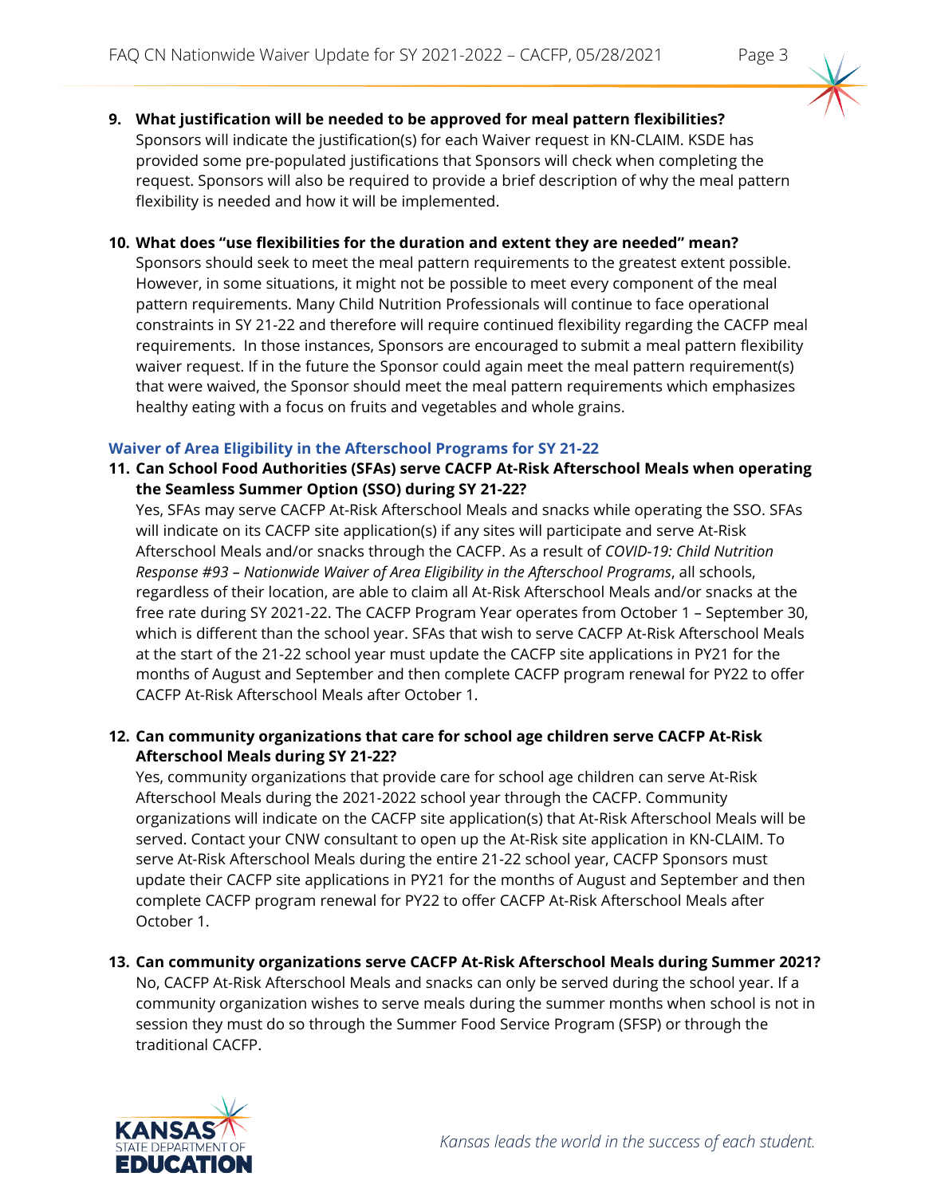**9. What justification will be needed to be approved for meal pattern flexibilities?**
Sponsors will indicate the justification(s) for each Waiver request in KN-CLAIM. KSDE has provided some pre-populated justifications that Sponsors will check when completing the request. Sponsors will also be required to provide a brief description of why the meal pattern flexibility is needed and how it will be implemented.

**10. What does "use flexibilities for the duration and extent they are needed" mean?**
Sponsors should seek to meet the meal pattern requirements to the greatest extent possible. However, in some situations, it might not be possible to meet every component of the meal pattern requirements. Many Child Nutrition Professionals will continue to face operational constraints in SY 21-22 and therefore will require continued flexibility regarding the CACFP meal requirements. In those instances, Sponsors are encouraged to submit a meal pattern flexibility waiver request. If in the future the Sponsor could again meet the meal pattern requirement(s) that were waived, the Sponsor should meet the meal pattern requirements which emphasizes healthy eating with a focus on fruits and vegetables and whole grains.

## Waiver of Area Eligibility in the Afterschool Programs for SY 21-22

**11. Can School Food Authorities (SFAs) serve CACFP At-Risk Afterschool Meals when operating the Seamless Summer Option (SSO) during SY 21-22?**
Yes, SFAs may serve CACFP At-Risk Afterschool Meals and snacks while operating the SSO. SFAs will indicate on its CACFP site application(s) if any sites will participate and serve At-Risk Afterschool Meals and/or snacks through the CACFP. As a result of *COVID-19: Child Nutrition Response #93 – Nationwide Waiver of Area Eligibility in the Afterschool Programs*, all schools, regardless of their location, are able to claim all At-Risk Afterschool Meals and/or snacks at the free rate during SY 2021-22. The CACFP Program Year operates from October 1 – September 30, which is different than the school year. SFAs that wish to serve CACFP At-Risk Afterschool Meals at the start of the 21-22 school year must update the CACFP site applications in PY21 for the months of August and September and then complete CACFP program renewal for PY22 to offer CACFP At-Risk Afterschool Meals after October 1.

**12. Can community organizations that care for school age children serve CACFP At-Risk Afterschool Meals during SY 21-22?**
Yes, community organizations that provide care for school age children can serve At-Risk Afterschool Meals during the 2021-2022 school year through the CACFP. Community organizations will indicate on the CACFP site application(s) that At-Risk Afterschool Meals will be served. Contact your CNW consultant to open up the At-Risk site application in KN-CLAIM. To serve At-Risk Afterschool Meals during the entire 21-22 school year, CACFP Sponsors must update their CACFP site applications in PY21 for the months of August and September and then complete CACFP program renewal for PY22 to offer CACFP At-Risk Afterschool Meals after October 1.

**13. Can community organizations serve CACFP At-Risk Afterschool Meals during Summer 2021?**
No, CACFP At-Risk Afterschool Meals and snacks can only be served during the school year. If a community organization wishes to serve meals during the summer months when school is not in session they must do so through the Summer Food Service Program (SFSP) or through the traditional CACFP.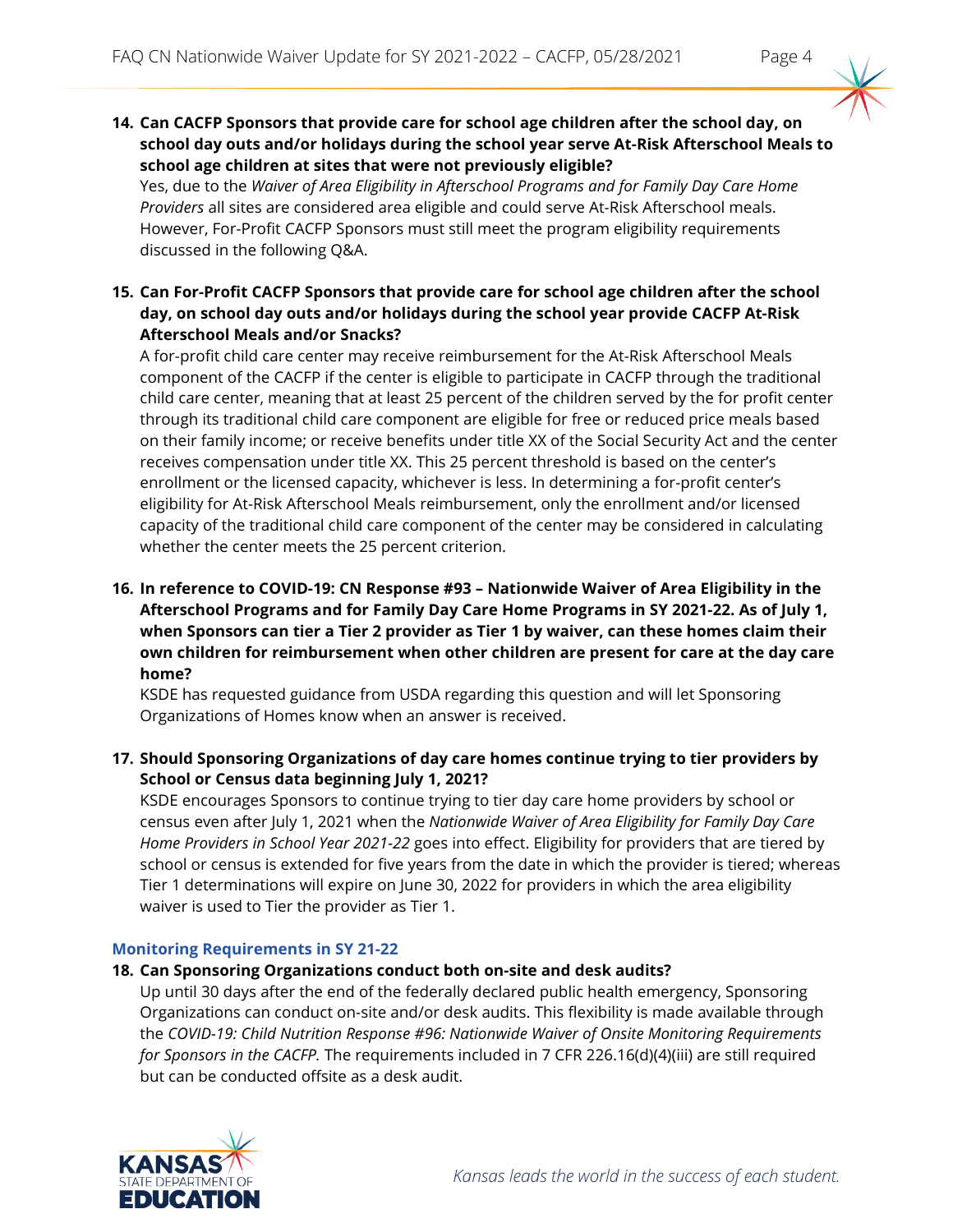**14. Can CACFP Sponsors that provide care for school age children after the school day, on school day outs and/or holidays during the school year serve At-Risk Afterschool Meals to school age children at sites that were not previously eligible?**

Yes, due to the *Waiver of Area Eligibility in Afterschool Programs and for Family Day Care Home Providers* all sites are considered area eligible and could serve At-Risk Afterschool meals. However, For-Profit CACFP Sponsors must still meet the program eligibility requirements discussed in the following Q&A.

**15. Can For-Profit CACFP Sponsors that provide care for school age children after the school day, on school day outs and/or holidays during the school year provide CACFP At-Risk Afterschool Meals and/or Snacks?**

A for-profit child care center may receive reimbursement for the At-Risk Afterschool Meals component of the CACFP if the center is eligible to participate in CACFP through the traditional child care center, meaning that at least 25 percent of the children served by the for profit center through its traditional child care component are eligible for free or reduced price meals based on their family income; or receive benefits under title XX of the Social Security Act and the center receives compensation under title XX. This 25 percent threshold is based on the center's enrollment or the licensed capacity, whichever is less. In determining a for-profit center's eligibility for At-Risk Afterschool Meals reimbursement, only the enrollment and/or licensed capacity of the traditional child care component of the center may be considered in calculating whether the center meets the 25 percent criterion.

**16. In reference to COVID-19: CN Response #93 – Nationwide Waiver of Area Eligibility in the Afterschool Programs and for Family Day Care Home Programs in SY 2021-22. As of July 1, when Sponsors can tier a Tier 2 provider as Tier 1 by waiver, can these homes claim their own children for reimbursement when other children are present for care at the day care home?**

KSDE has requested guidance from USDA regarding this question and will let Sponsoring Organizations of Homes know when an answer is received.

**17. Should Sponsoring Organizations of day care homes continue trying to tier providers by School or Census data beginning July 1, 2021?**

KSDE encourages Sponsors to continue trying to tier day care home providers by school or census even after July 1, 2021 when the *Nationwide Waiver of Area Eligibility for Family Day Care Home Providers in School Year 2021-22* goes into effect. Eligibility for providers that are tiered by school or census is extended for five years from the date in which the provider is tiered; whereas Tier 1 determinations will expire on June 30, 2022 for providers in which the area eligibility waiver is used to Tier the provider as Tier 1.

### Monitoring Requirements in SY 21-22

**18. Can Sponsoring Organizations conduct both on-site and desk audits?**

Up until 30 days after the end of the federally declared public health emergency, Sponsoring Organizations can conduct on-site and/or desk audits. This flexibility is made available through the *COVID-19: Child Nutrition Response #96: Nationwide Waiver of Onsite Monitoring Requirements for Sponsors in the CACFP.* The requirements included in 7 CFR 226.16(d)(4)(iii) are still required but can be conducted offsite as a desk audit.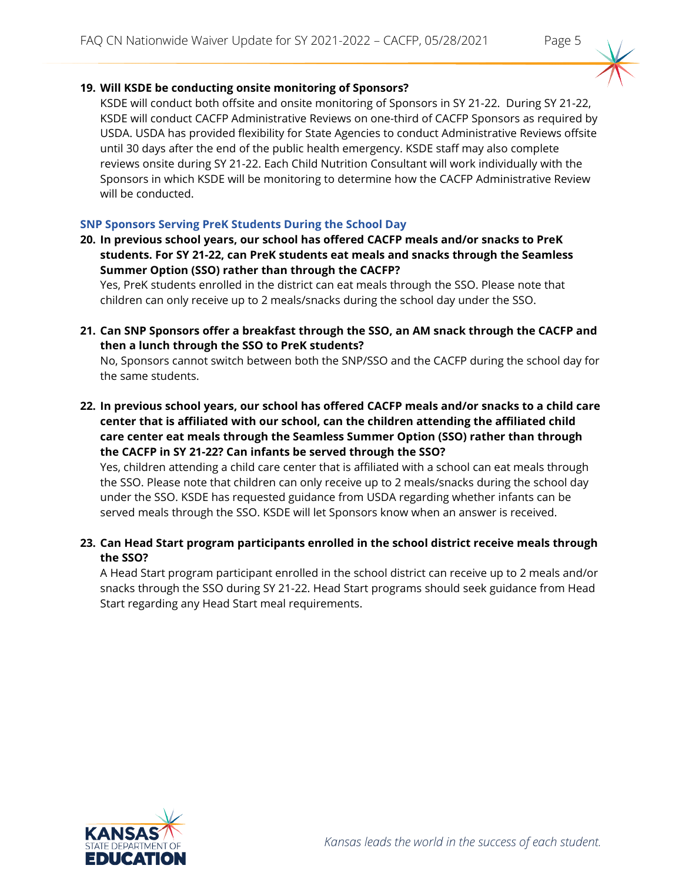**19. Will KSDE be conducting onsite monitoring of Sponsors?**

KSDE will conduct both offsite and onsite monitoring of Sponsors in SY 21-22. During SY 21-22, KSDE will conduct CACFP Administrative Reviews on one-third of CACFP Sponsors as required by USDA. USDA has provided flexibility for State Agencies to conduct Administrative Reviews offsite until 30 days after the end of the public health emergency. KSDE staff may also complete reviews onsite during SY 21-22. Each Child Nutrition Consultant will work individually with the Sponsors in which KSDE will be monitoring to determine how the CACFP Administrative Review will be conducted.

### SNP Sponsors Serving PreK Students During the School Day

**20. In previous school years, our school has offered CACFP meals and/or snacks to PreK students. For SY 21-22, can PreK students eat meals and snacks through the Seamless Summer Option (SSO) rather than through the CACFP?**

Yes, PreK students enrolled in the district can eat meals through the SSO. Please note that children can only receive up to 2 meals/snacks during the school day under the SSO.

**21. Can SNP Sponsors offer a breakfast through the SSO, an AM snack through the CACFP and then a lunch through the SSO to PreK students?**

No, Sponsors cannot switch between both the SNP/SSO and the CACFP during the school day for the same students.

**22. In previous school years, our school has offered CACFP meals and/or snacks to a child care center that is affiliated with our school, can the children attending the affiliated child care center eat meals through the Seamless Summer Option (SSO) rather than through the CACFP in SY 21-22? Can infants be served through the SSO?**

Yes, children attending a child care center that is affiliated with a school can eat meals through the SSO. Please note that children can only receive up to 2 meals/snacks during the school day under the SSO. KSDE has requested guidance from USDA regarding whether infants can be served meals through the SSO. KSDE will let Sponsors know when an answer is received.

**23. Can Head Start program participants enrolled in the school district receive meals through the SSO?**

A Head Start program participant enrolled in the school district can receive up to 2 meals and/or snacks through the SSO during SY 21-22. Head Start programs should seek guidance from Head Start regarding any Head Start meal requirements.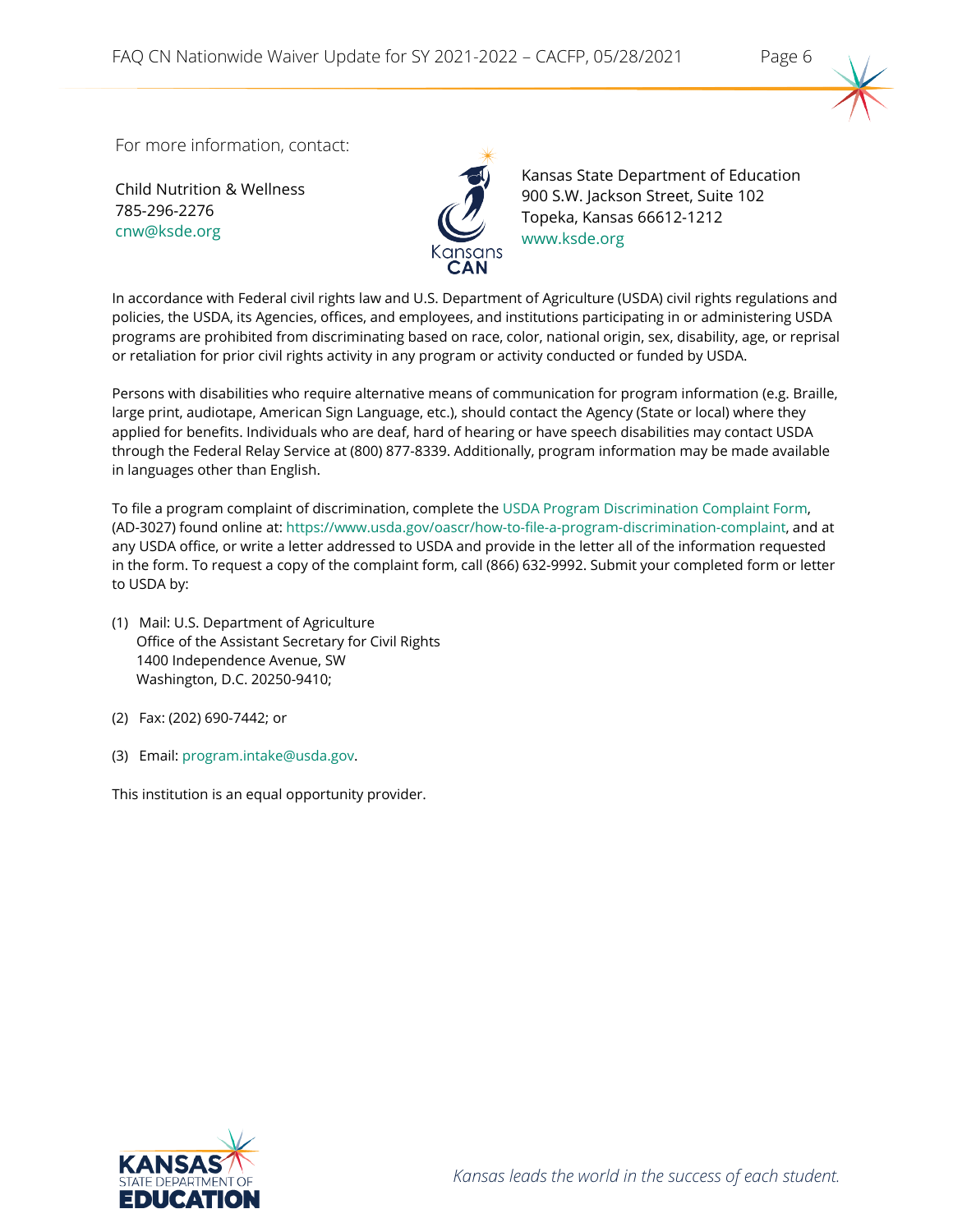For more information, contact:

Child Nutrition & Wellness
785-296-2276
cnw@ksde.org

Kansas State Department of Education
900 S.W. Jackson Street, Suite 102
Topeka, Kansas 66612-1212
www.ksde.org

In accordance with Federal civil rights law and U.S. Department of Agriculture (USDA) civil rights regulations and policies, the USDA, its Agencies, offices, and employees, and institutions participating in or administering USDA programs are prohibited from discriminating based on race, color, national origin, sex, disability, age, or reprisal or retaliation for prior civil rights activity in any program or activity conducted or funded by USDA.

Persons with disabilities who require alternative means of communication for program information (e.g. Braille, large print, audiotape, American Sign Language, etc.), should contact the Agency (State or local) where they applied for benefits. Individuals who are deaf, hard of hearing or have speech disabilities may contact USDA through the Federal Relay Service at (800) 877-8339. Additionally, program information may be made available in languages other than English.

To file a program complaint of discrimination, complete the USDA Program Discrimination Complaint Form, (AD-3027) found online at: https://www.usda.gov/oascr/how-to-file-a-program-discrimination-complaint, and at any USDA office, or write a letter addressed to USDA and provide in the letter all of the information requested in the form. To request a copy of the complaint form, call (866) 632-9992. Submit your completed form or letter to USDA by:

(1) Mail: U.S. Department of Agriculture
Office of the Assistant Secretary for Civil Rights
1400 Independence Avenue, SW
Washington, D.C. 20250-9410;

(2) Fax: (202) 690-7442; or

(3) Email: program.intake@usda.gov.

This institution is an equal opportunity provider.

*Kansas leads the world in the success of each student.*